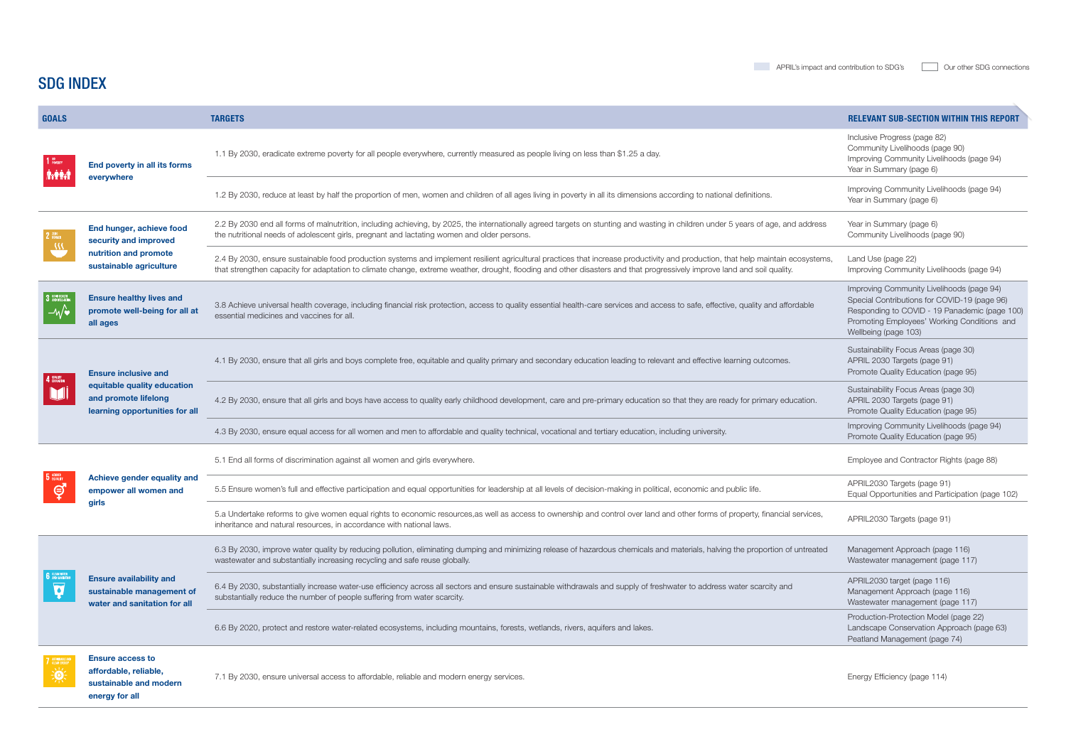# SDG INDEX

APRIL's impact and contribution to SDG's | Our other SDG connections

| GOALS | TARGETS | RELEVANT SUB-SECTION WITHIN THIS REPORT |
|---|---|---|
| End poverty in all its forms everywhere | 1.1 By 2030, eradicate extreme poverty for all people everywhere, currently measured as people living on less than $1.25 a day. | Inclusive Progress (page 82)<br>Community Livelihoods (page 90)<br>Improving Community Livelihoods (page 94)<br>Year in Summary (page 6) |
| | 1.2 By 2030, reduce at least by half the proportion of men, women and children of all ages living in poverty in all its dimensions according to national definitions. | Improving Community Livelihoods (page 94)<br>Year in Summary (page 6) |
| End hunger, achieve food security and improved nutrition and promote sustainable agriculture | 2.2 By 2030 end all forms of malnutrition, including achieving, by 2025, the internationally agreed targets on stunting and wasting in children under 5 years of age, and address the nutritional needs of adolescent girls, pregnant and lactating women and older persons. | Year in Summary (page 6)<br>Community Livelihoods (page 90) |
| | 2.4 By 2030, ensure sustainable food production systems and implement resilient agricultural practices that increase productivity and production, that help maintain ecosystems, that strengthen capacity for adaptation to climate change, extreme weather, drought, flooding and other disasters and that progressively improve land and soil quality. | Land Use (page 22)<br>Improving Community Livelihoods (page 94) |
| Ensure healthy lives and promote well-being for all at all ages | 3.8 Achieve universal health coverage, including financial risk protection, access to quality essential health-care services and access to safe, effective, quality and affordable essential medicines and vaccines for all. | Improving Community Livelihoods (page 94)<br>Special Contributions for COVID-19 (page 96)<br>Responding to COVID - 19 Panademic (page 100)<br>Promoting Employees' Working Conditions and Wellbeing (page 103) |
| Ensure inclusive and equitable quality education and promote lifelong learning opportunities for all | 4.1 By 2030, ensure that all girls and boys complete free, equitable and quality primary and secondary education leading to relevant and effective learning outcomes. | Sustainability Focus Areas (page 30)<br>APRIL 2030 Targets (page 91)<br>Promote Quality Education (page 95) |
| | 4.2 By 2030, ensure that all girls and boys have access to quality early childhood development, care and pre-primary education so that they are ready for primary education. | Sustainability Focus Areas (page 30)<br>APRIL 2030 Targets (page 91)<br>Promote Quality Education (page 95) |
| | 4.3 By 2030, ensure equal access for all women and men to affordable and quality technical, vocational and tertiary education, including university. | Improving Community Livelihoods (page 94)<br>Promote Quality Education (page 95) |
| Achieve gender equality and empower all women and girls | 5.1 End all forms of discrimination against all women and girls everywhere. | Employee and Contractor Rights (page 88) |
| | 5.5 Ensure women's full and effective participation and equal opportunities for leadership at all levels of decision-making in political, economic and public life. | APRIL2030 Targets (page 91)<br>Equal Opportunities and Participation (page 102) |
| | 5.a Undertake reforms to give women equal rights to economic resources,as well as access to ownership and control over land and other forms of property, financial services, inheritance and natural resources, in accordance with national laws. | APRIL2030 Targets (page 91) |
| Ensure availability and sustainable management of water and sanitation for all | 6.3 By 2030, improve water quality by reducing pollution, eliminating dumping and minimizing release of hazardous chemicals and materials, halving the proportion of untreated wastewater and substantially increasing recycling and safe reuse globally. | Management Approach (page 116)<br>Wastewater management (page 117) |
| | 6.4 By 2030, substantially increase water-use efficiency across all sectors and ensure sustainable withdrawals and supply of freshwater to address water scarcity and substantially reduce the number of people suffering from water scarcity. | APRIL2030 target (page 116)<br>Management Approach (page 116)<br>Wastewater management (page 117) |
| | 6.6 By 2020, protect and restore water-related ecosystems, including mountains, forests, wetlands, rivers, aquifers and lakes. | Production-Protection Model (page 22)<br>Landscape Conservation Approach (page 63)<br>Peatland Management (page 74) |
| Ensure access to affordable, reliable, sustainable and modern energy for all | 7.1 By 2030, ensure universal access to affordable, reliable and modern energy services. | Energy Efficiency (page 114) |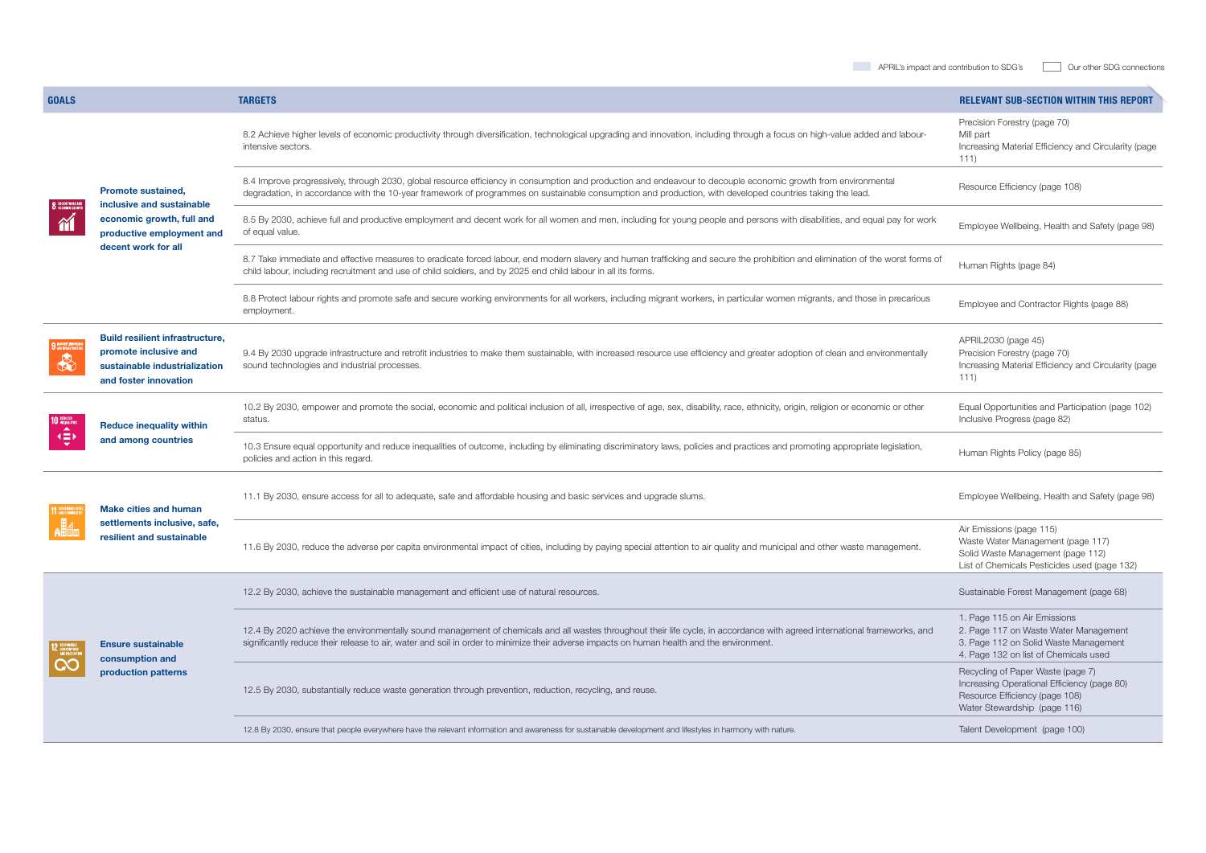APRIL's impact and contribution to SDG's | Our other SDG connections

| GOALS | TARGETS | RELEVANT SUB-SECTION WITHIN THIS REPORT |
|---|---|---|
| Promote sustained, inclusive and sustainable economic growth, full and productive employment and decent work for all | 8.2 Achieve higher levels of economic productivity through diversification, technological upgrading and innovation, including through a focus on high-value added and labour-intensive sectors. | Precision Forestry (page 70)<br>Mill part<br>Increasing Material Efficiency and Circularity (page 111) |
| | 8.4 Improve progressively, through 2030, global resource efficiency in consumption and production and endeavour to decouple economic growth from environmental degradation, in accordance with the 10-year framework of programmes on sustainable consumption and production, with developed countries taking the lead. | Resource Efficiency (page 108) |
| | 8.5 By 2030, achieve full and productive employment and decent work for all women and men, including for young people and persons with disabilities, and equal pay for work of equal value. | Employee Wellbeing, Health and Safety (page 98) |
| | 8.7 Take immediate and effective measures to eradicate forced labour, end modern slavery and human trafficking and secure the prohibition and elimination of the worst forms of child labour, including recruitment and use of child soldiers, and by 2025 end child labour in all its forms. | Human Rights (page 84) |
| | 8.8 Protect labour rights and promote safe and secure working environments for all workers, including migrant workers, in particular women migrants, and those in precarious employment. | Employee and Contractor Rights (page 88) |
| Build resilient infrastructure, promote inclusive and sustainable industrialization and foster innovation | 9.4 By 2030 upgrade infrastructure and retrofit industries to make them sustainable, with increased resource use efficiency and greater adoption of clean and environmentally sound technologies and industrial processes. | APRIL2030 (page 45)<br>Precision Forestry (page 70)<br>Increasing Material Efficiency and Circularity (page 111) |
| Reduce inequality within and among countries | 10.2 By 2030, empower and promote the social, economic and political inclusion of all, irrespective of age, sex, disability, race, ethnicity, origin, religion or economic or other status. | Equal Opportunities and Participation (page 102)<br>Inclusive Progress (page 82) |
| | 10.3 Ensure equal opportunity and reduce inequalities of outcome, including by eliminating discriminatory laws, policies and practices and promoting appropriate legislation, policies and action in this regard. | Human Rights Policy (page 85) |
| Make cities and human settlements inclusive, safe, resilient and sustainable | 11.1 By 2030, ensure access for all to adequate, safe and affordable housing and basic services and upgrade slums. | Employee Wellbeing, Health and Safety (page 98) |
| | 11.6 By 2030, reduce the adverse per capita environmental impact of cities, including by paying special attention to air quality and municipal and other waste management. | Air Emissions (page 115)<br>Waste Water Management (page 117)<br>Solid Waste Management (page 112)<br>List of Chemicals Pesticides used (page 132) |
| Ensure sustainable consumption and production patterns | 12.2 By 2030, achieve the sustainable management and efficient use of natural resources. | Sustainable Forest Management (page 68) |
| | 12.4 By 2020 achieve the environmentally sound management of chemicals and all wastes throughout their life cycle, in accordance with agreed international frameworks, and significantly reduce their release to air, water and soil in order to minimize their adverse impacts on human health and the environment. | 1. Page 115 on Air Emissions<br>2. Page 117 on Waste Water Management<br>3. Page 112 on Solid Waste Management<br>4. Page 132 on list of Chemicals used |
| | 12.5 By 2030, substantially reduce waste generation through prevention, reduction, recycling, and reuse. | Recycling of Paper Waste (page 7)<br>Increasing Operational Efficiency (page 80)<br>Resource Efficiency (page 108)<br>Water Stewardship (page 116) |
| | 12.8 By 2030, ensure that people everywhere have the relevant information and awareness for sustainable development and lifestyles in harmony with nature. | Talent Development (page 100) |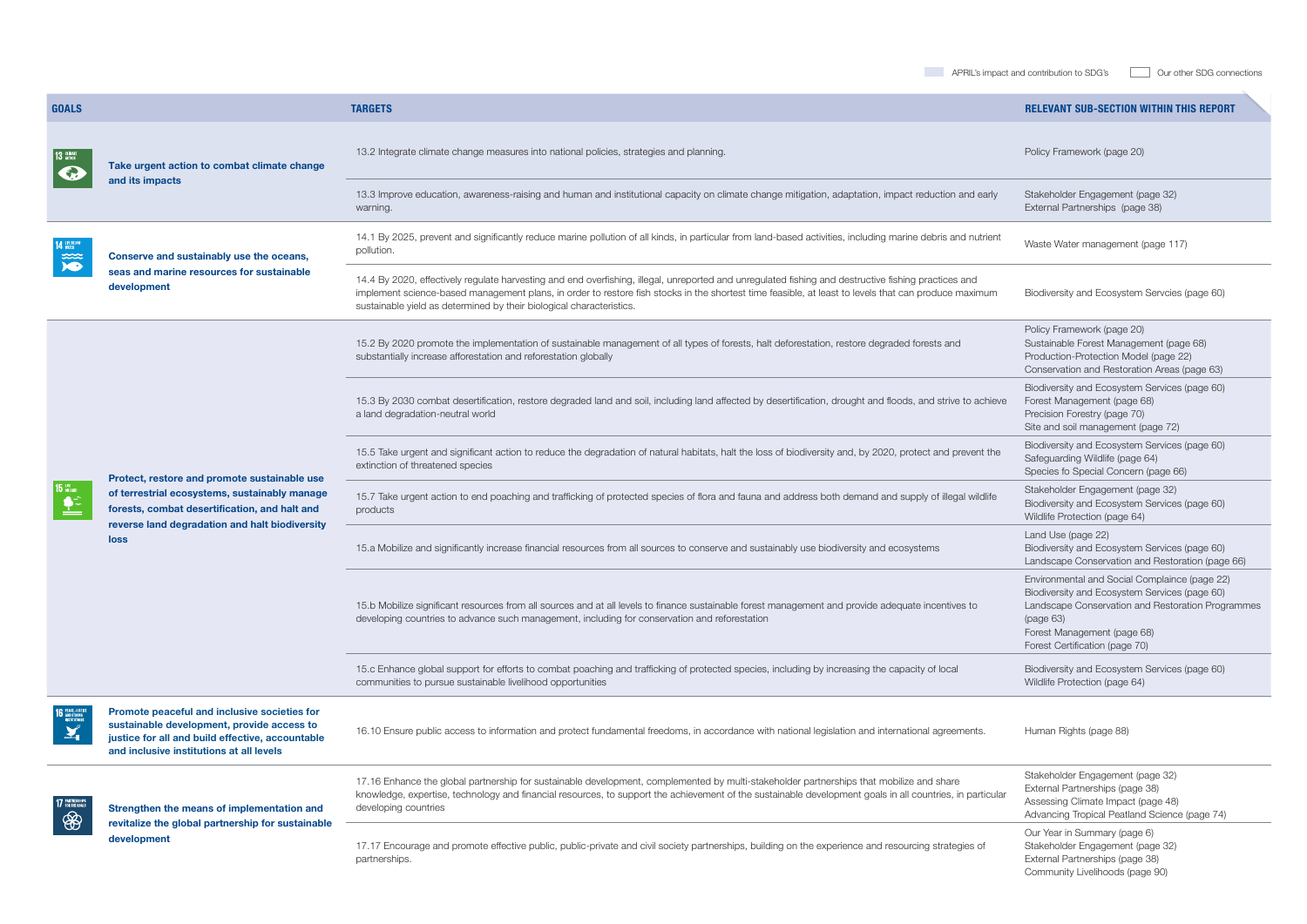APRIL's impact and contribution to SDG's | Our other SDG connections

| GOALS | | TARGETS | RELEVANT SUB-SECTION WITHIN THIS REPORT |
|---|---|---|---|
| 13 CLIMATE ACTION | Take urgent action to combat climate change and its impacts | 13.2 Integrate climate change measures into national policies, strategies and planning. | Policy Framework (page 20) |
| | | 13.3 Improve education, awareness-raising and human and institutional capacity on climate change mitigation, adaptation, impact reduction and early warning. | Stakeholder Engagement (page 32)<br>External Partnerships (page 38) |
| 14 LIFE BELOW WATER | Conserve and sustainably use the oceans, seas and marine resources for sustainable development | 14.1 By 2025, prevent and significantly reduce marine pollution of all kinds, in particular from land-based activities, including marine debris and nutrient pollution. | Waste Water management (page 117) |
| | | 14.4 By 2020, effectively regulate harvesting and end overfishing, illegal, unreported and unregulated fishing and destructive fishing practices and implement science-based management plans, in order to restore fish stocks in the shortest time feasible, at least to levels that can produce maximum sustainable yield as determined by their biological characteristics. | Biodiversity and Ecosystem Servcies (page 60) |
| 15 LIFE ON LAND | Protect, restore and promote sustainable use of terrestrial ecosystems, sustainably manage forests, combat desertification, and halt and reverse land degradation and halt biodiversity loss | 15.2 By 2020 promote the implementation of sustainable management of all types of forests, halt deforestation, restore degraded forests and substantially increase afforestation and reforestation globally | Policy Framework (page 20)<br>Sustainable Forest Management (page 68)<br>Production-Protection Model (page 22)<br>Conservation and Restoration Areas (page 63) |
| | | 15.3 By 2030 combat desertification, restore degraded land and soil, including land affected by desertification, drought and floods, and strive to achieve a land degradation-neutral world | Biodiversity and Ecosystem Services (page 60)<br>Forest Management (page 68)<br>Precision Forestry (page 70)<br>Site and soil management (page 72) |
| | | 15.5 Take urgent and significant action to reduce the degradation of natural habitats, halt the loss of biodiversity and, by 2020, protect and prevent the extinction of threatened species | Biodiversity and Ecosystem Services (page 60)<br>Safeguarding Wildlife (page 64)<br>Species fo Special Concern (page 66) |
| | | 15.7 Take urgent action to end poaching and trafficking of protected species of flora and fauna and address both demand and supply of illegal wildlife products | Stakeholder Engagement (page 32)<br>Biodiversity and Ecosystem Services (page 60)<br>Wildlife Protection (page 64) |
| | | 15.a Mobilize and significantly increase financial resources from all sources to conserve and sustainably use biodiversity and ecosystems | Land Use (page 22)<br>Biodiversity and Ecosystem Services (page 60)<br>Landscape Conservation and Restoration (page 66) |
| | | 15.b Mobilize significant resources from all sources and at all levels to finance sustainable forest management and provide adequate incentives to developing countries to advance such management, including for conservation and reforestation | Environmental and Social Complaince (page 22)<br>Biodiversity and Ecosystem Services (page 60)<br>Landscape Conservation and Restoration Programmes (page 63)<br>Forest Management (page 68)<br>Forest Certification (page 70) |
| | | 15.c Enhance global support for efforts to combat poaching and trafficking of protected species, including by increasing the capacity of local communities to pursue sustainable livelihood opportunities | Biodiversity and Ecosystem Services (page 60)<br>Wildlife Protection (page 64) |
| 16 PEACE, JUSTICE AND STRONG INSTITUTIONS | Promote peaceful and inclusive societies for sustainable development, provide access to justice for all and build effective, accountable and inclusive institutions at all levels | 16.10 Ensure public access to information and protect fundamental freedoms, in accordance with national legislation and international agreements. | Human Rights (page 88) |
| 17 PARTNERSHIPS FOR THE GOALS | Strengthen the means of implementation and revitalize the global partnership for sustainable development | 17.16 Enhance the global partnership for sustainable development, complemented by multi-stakeholder partnerships that mobilize and share knowledge, expertise, technology and financial resources, to support the achievement of the sustainable development goals in all countries, in particular developing countries | Stakeholder Engagement (page 32)<br>External Partnerships (page 38)<br>Assessing Climate Impact (page 48)<br>Advancing Tropical Peatland Science (page 74) |
| | | 17.17 Encourage and promote effective public, public-private and civil society partnerships, building on the experience and resourcing strategies of partnerships. | Our Year in Summary (page 6)<br>Stakeholder Engagement (page 32)<br>External Partnerships (page 38)<br>Community Livelihoods (page 90) |